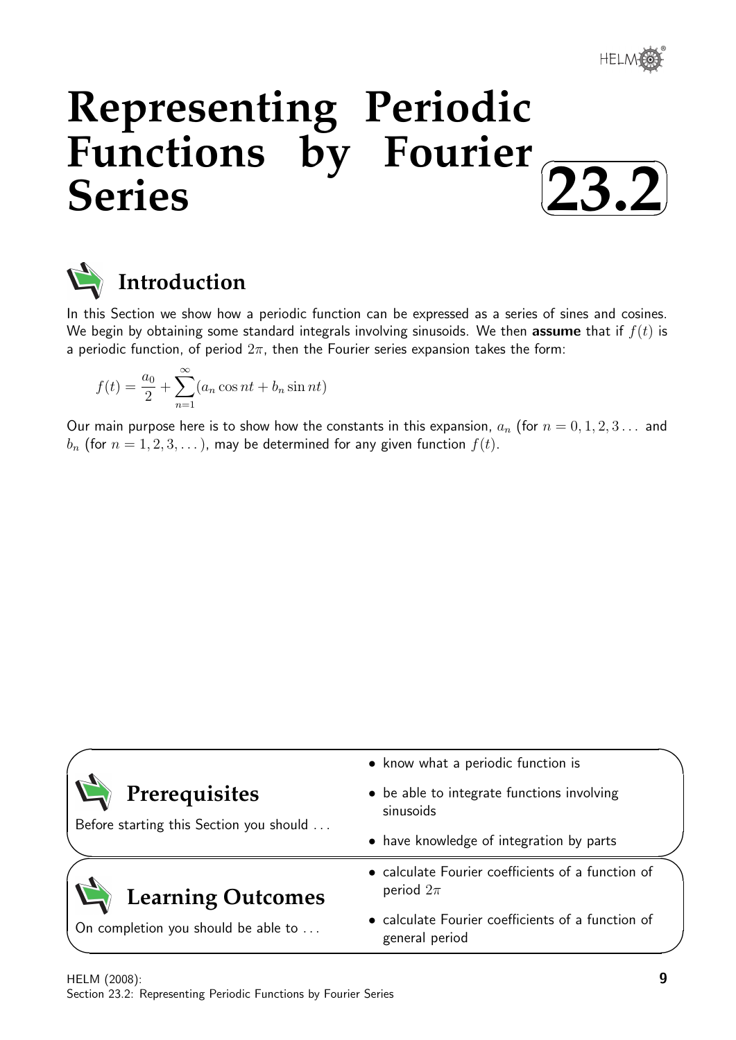# Representing Periodic Functions by Fourier Series

# 23.2

## Introduction

In this Section we show how a periodic function can be expressed as a series of sines and cosines. We begin by obtaining some standard integrals involving sinusoids. We then **assume** that if $f(t)$ is a periodic function, of period $2\pi$, then the Fourier series expansion takes the form:

$$f(t) = \frac{a_0}{2} + \sum_{n=1}^{\infty}(a_n \cos nt + b_n \sin nt)$$

Our main purpose here is to show how the constants in this expansion, $a_n$ (for $n = 0, 1, 2, 3 \ldots$ and $b_n$ (for $n = 1, 2, 3, \ldots$), may be determined for any given function $f(t)$.

## Prerequisites

Before starting this Section you should ...

- know what a periodic function is
- be able to integrate functions involving sinusoids
- have knowledge of integration by parts

## Learning Outcomes

On completion you should be able to ...

- calculate Fourier coefficients of a function of period $2\pi$
- calculate Fourier coefficients of a function of general period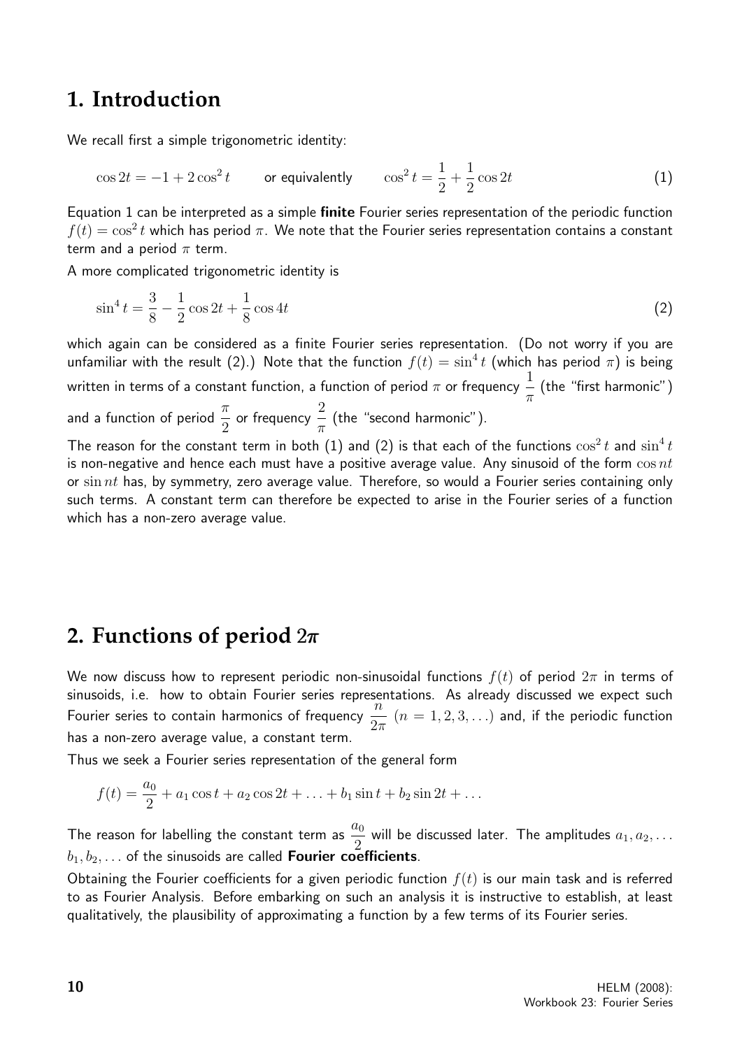# 1. Introduction

We recall first a simple trigonometric identity:

$$\cos 2t = -1 + 2\cos^2 t \qquad \text{or equivalently} \qquad \cos^2 t = \frac{1}{2} + \frac{1}{2}\cos 2t \tag{1}$$

Equation 1 can be interpreted as a simple **finite** Fourier series representation of the periodic function $f(t) = \cos^2 t$ which has period $\pi$. We note that the Fourier series representation contains a constant term and a period $\pi$ term.

A more complicated trigonometric identity is

$$\sin^4 t = \frac{3}{8} - \frac{1}{2}\cos 2t + \frac{1}{8}\cos 4t \tag{2}$$

which again can be considered as a finite Fourier series representation. (Do not worry if you are unfamiliar with the result (2).) Note that the function $f(t) = \sin^4 t$ (which has period $\pi$) is being written in terms of a constant function, a function of period $\pi$ or frequency $\frac{1}{\pi}$ (the "first harmonic") and a function of period $\frac{\pi}{2}$ or frequency $\frac{2}{\pi}$ (the "second harmonic").

The reason for the constant term in both (1) and (2) is that each of the functions $\cos^2 t$ and $\sin^4 t$ is non-negative and hence each must have a positive average value. Any sinusoid of the form $\cos nt$ or $\sin nt$ has, by symmetry, zero average value. Therefore, so would a Fourier series containing only such terms. A constant term can therefore be expected to arise in the Fourier series of a function which has a non-zero average value.

# 2. Functions of period $2\pi$

We now discuss how to represent periodic non-sinusoidal functions $f(t)$ of period $2\pi$ in terms of sinusoids, i.e. how to obtain Fourier series representations. As already discussed we expect such Fourier series to contain harmonics of frequency $\frac{n}{2\pi}$ $(n = 1, 2, 3, \ldots)$ and, if the periodic function has a non-zero average value, a constant term.

Thus we seek a Fourier series representation of the general form

$$f(t) = \frac{a_0}{2} + a_1 \cos t + a_2 \cos 2t + \ldots + b_1 \sin t + b_2 \sin 2t + \ldots$$

The reason for labelling the constant term as $\frac{a_0}{2}$ will be discussed later. The amplitudes $a_1, a_2, \ldots$ $b_1, b_2, \ldots$ of the sinusoids are called **Fourier coefficients**.

Obtaining the Fourier coefficients for a given periodic function $f(t)$ is our main task and is referred to as Fourier Analysis. Before embarking on such an analysis it is instructive to establish, at least qualitatively, the plausibility of approximating a function by a few terms of its Fourier series.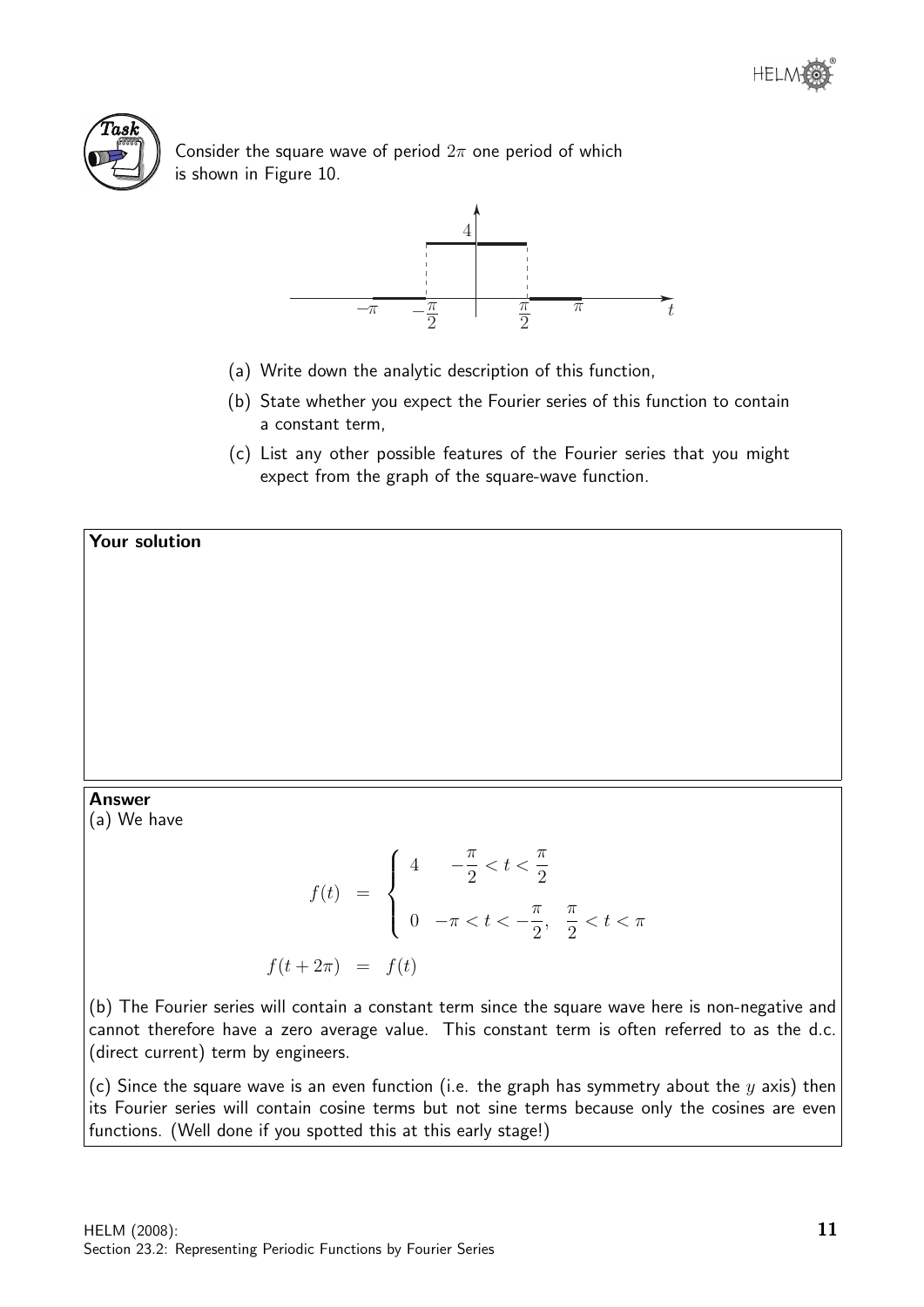**Task**

Consider the square wave of period $2\pi$ one period of which is shown in Figure 10.

(a) Write down the analytic description of this function,

(b) State whether you expect the Fourier series of this function to contain a constant term,

(c) List any other possible features of the Fourier series that you might expect from the graph of the square-wave function.

**Your solution**

**Answer**

(a) We have

$$f(t) = \begin{cases} 4 & -\dfrac{\pi}{2} < t < \dfrac{\pi}{2} \\ 0 & -\pi < t < -\dfrac{\pi}{2}, \quad \dfrac{\pi}{2} < t < \pi \end{cases}$$

$$f(t + 2\pi) = f(t)$$

(b) The Fourier series will contain a constant term since the square wave here is non-negative and cannot therefore have a zero average value. This constant term is often referred to as the d.c. (direct current) term by engineers.

(c) Since the square wave is an even function (i.e. the graph has symmetry about the $y$ axis) then its Fourier series will contain cosine terms but not sine terms because only the cosines are even functions. (Well done if you spotted this at this early stage!)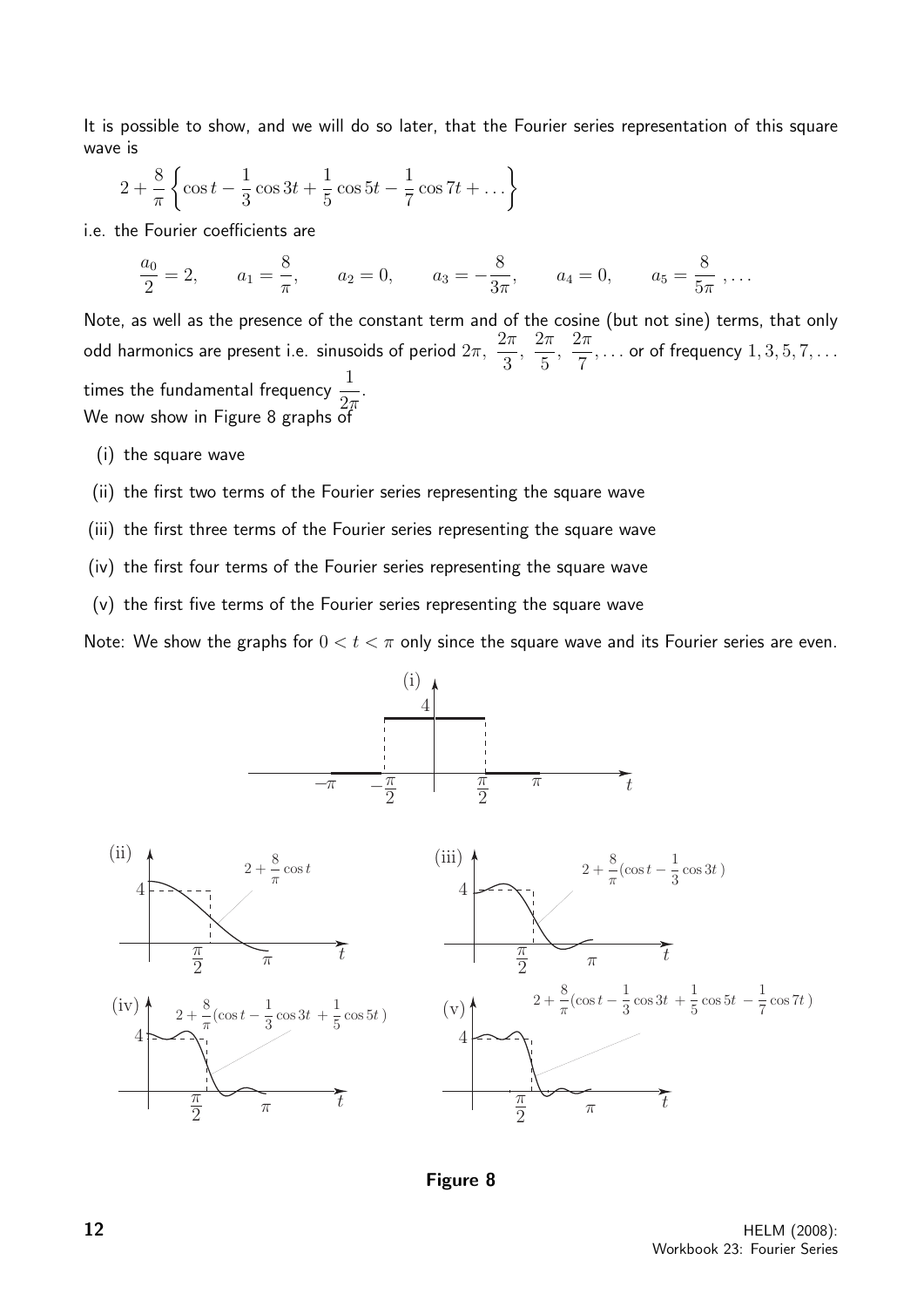It is possible to show, and we will do so later, that the Fourier series representation of this square wave is

$$2 + \frac{8}{\pi}\left\{\cos t - \frac{1}{3}\cos 3t + \frac{1}{5}\cos 5t - \frac{1}{7}\cos 7t + \ldots\right\}$$

i.e. the Fourier coefficients are

$$\frac{a_0}{2} = 2, \qquad a_1 = \frac{8}{\pi}, \qquad a_2 = 0, \qquad a_3 = -\frac{8}{3\pi}, \qquad a_4 = 0, \qquad a_5 = \frac{8}{5\pi}, \ldots$$

Note, as well as the presence of the constant term and of the cosine (but not sine) terms, that only odd harmonics are present i.e. sinusoids of period $2\pi,\ \frac{2\pi}{3},\ \frac{2\pi}{5},\ \frac{2\pi}{7}, \ldots$ or of frequency $1, 3, 5, 7, \ldots$ times the fundamental frequency $\frac{1}{2\pi}$.

We now show in Figure 8 graphs of

(i) the square wave

(ii) the first two terms of the Fourier series representing the square wave

(iii) the first three terms of the Fourier series representing the square wave

(iv) the first four terms of the Fourier series representing the square wave

(v) the first five terms of the Fourier series representing the square wave

Note: We show the graphs for $0 < t < \pi$ only since the square wave and its Fourier series are even.

(i) Square wave of height 4 on $-\frac{\pi}{2} < t < \frac{\pi}{2}$, zero on $-\pi < t < -\frac{\pi}{2}$ and $\frac{\pi}{2} < t < \pi$.

(ii) $2 + \frac{8}{\pi}\cos t$

(iii) $2 + \frac{8}{\pi}(\cos t - \frac{1}{3}\cos 3t\,)$

(iv) $2 + \frac{8}{\pi}(\cos t - \frac{1}{3}\cos 3t\, + \frac{1}{5}\cos 5t\,)$

(v) $2 + \frac{8}{\pi}(\cos t - \frac{1}{3}\cos 3t\, + \frac{1}{5}\cos 5t\, - \frac{1}{7}\cos 7t\,)$

**Figure 8**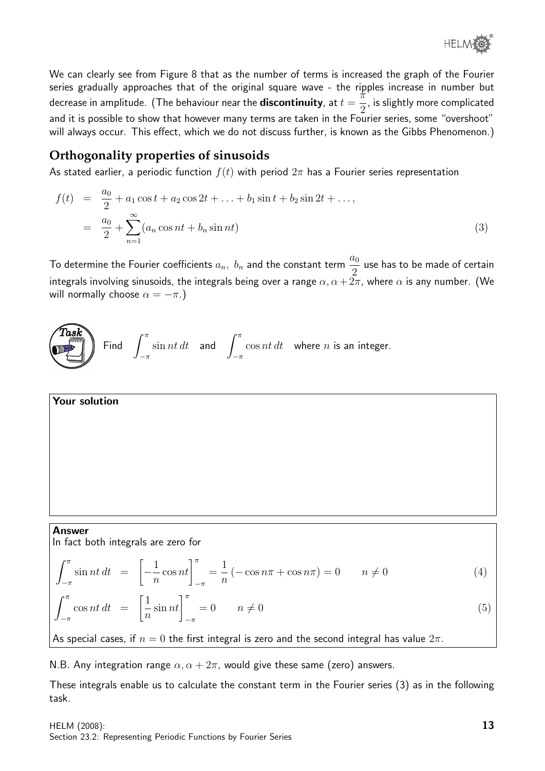We can clearly see from Figure 8 that as the number of terms is increased the graph of the Fourier series gradually approaches that of the original square wave - the ripples increase in number but decrease in amplitude. (The behaviour near the **discontinuity**, at $t = \frac{\pi}{2}$, is slightly more complicated and it is possible to show that however many terms are taken in the Fourier series, some "overshoot" will always occur. This effect, which we do not discuss further, is known as the Gibbs Phenomenon.)

## Orthogonality properties of sinusoids

As stated earlier, a periodic function $f(t)$ with period $2\pi$ has a Fourier series representation

$$\begin{aligned} f(t) &= \frac{a_0}{2} + a_1 \cos t + a_2 \cos 2t + \ldots + b_1 \sin t + b_2 \sin 2t + \ldots, \\ &= \frac{a_0}{2} + \sum_{n=1}^{\infty} (a_n \cos nt + b_n \sin nt) \qquad (3) \end{aligned}$$

To determine the Fourier coefficients $a_n,\ b_n$ and the constant term $\frac{a_0}{2}$ use has to be made of certain integrals involving sinusoids, the integrals being over a range $\alpha, \alpha + 2\pi$, where $\alpha$ is any number. (We will normally choose $\alpha = -\pi$.)

**Task**

Find $\displaystyle\int_{-\pi}^{\pi} \sin nt\, dt$ and $\displaystyle\int_{-\pi}^{\pi} \cos nt\, dt$ where $n$ is an integer.

**Your solution**

**Answer**

In fact both integrals are zero for

$$\int_{-\pi}^{\pi} \sin nt\, dt = \left[ -\frac{1}{n} \cos nt \right]_{-\pi}^{\pi} = \frac{1}{n} \left( -\cos n\pi + \cos n\pi \right) = 0 \qquad n \neq 0 \qquad (4)$$

$$\int_{-\pi}^{\pi} \cos nt\, dt = \left[ \frac{1}{n} \sin nt \right]_{-\pi}^{\pi} = 0 \qquad n \neq 0 \qquad (5)$$

As special cases, if $n = 0$ the first integral is zero and the second integral has value $2\pi$.

N.B. Any integration range $\alpha, \alpha + 2\pi$, would give these same (zero) answers.

These integrals enable us to calculate the constant term in the Fourier series (3) as in the following task.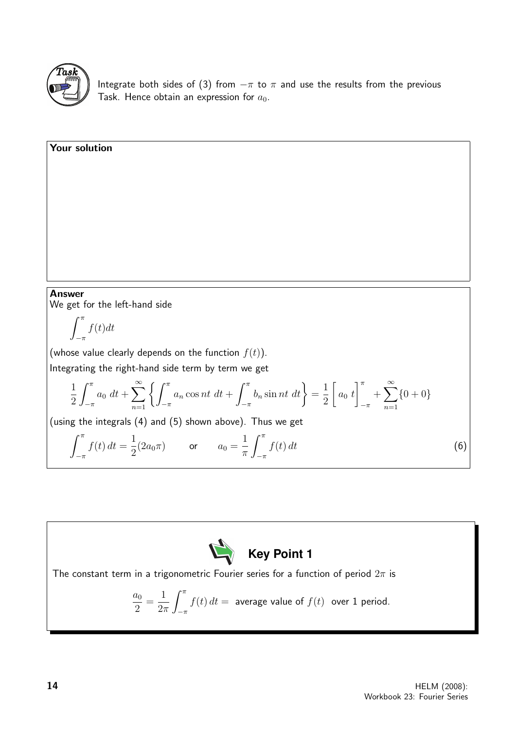**Task**

Integrate both sides of (3) from $-\pi$ to $\pi$ and use the results from the previous Task. Hence obtain an expression for $a_0$.

**Your solution**

**Answer**

We get for the left-hand side

$$\int_{-\pi}^{\pi} f(t)dt$$

(whose value clearly depends on the function $f(t)$).

Integrating the right-hand side term by term we get

$$\frac{1}{2}\int_{-\pi}^{\pi} a_0 \; dt + \sum_{n=1}^{\infty} \left\{ \int_{-\pi}^{\pi} a_n \cos nt \; dt + \int_{-\pi}^{\pi} b_n \sin nt \; dt \right\} = \frac{1}{2}\left[ \, a_0 \; t \, \right]_{-\pi}^{\pi} + \sum_{n=1}^{\infty} \{0 + 0\}$$

(using the integrals (4) and (5) shown above). Thus we get

$$\int_{-\pi}^{\pi} f(t)\, dt = \frac{1}{2}(2a_0\pi) \qquad \text{or} \qquad a_0 = \frac{1}{\pi}\int_{-\pi}^{\pi} f(t)\, dt \tag{6}$$

**Key Point 1**

The constant term in a trigonometric Fourier series for a function of period $2\pi$ is

$$\frac{a_0}{2} = \frac{1}{2\pi}\int_{-\pi}^{\pi} f(t)\, dt = \text{ average value of } f(t) \text{ over 1 period.}$$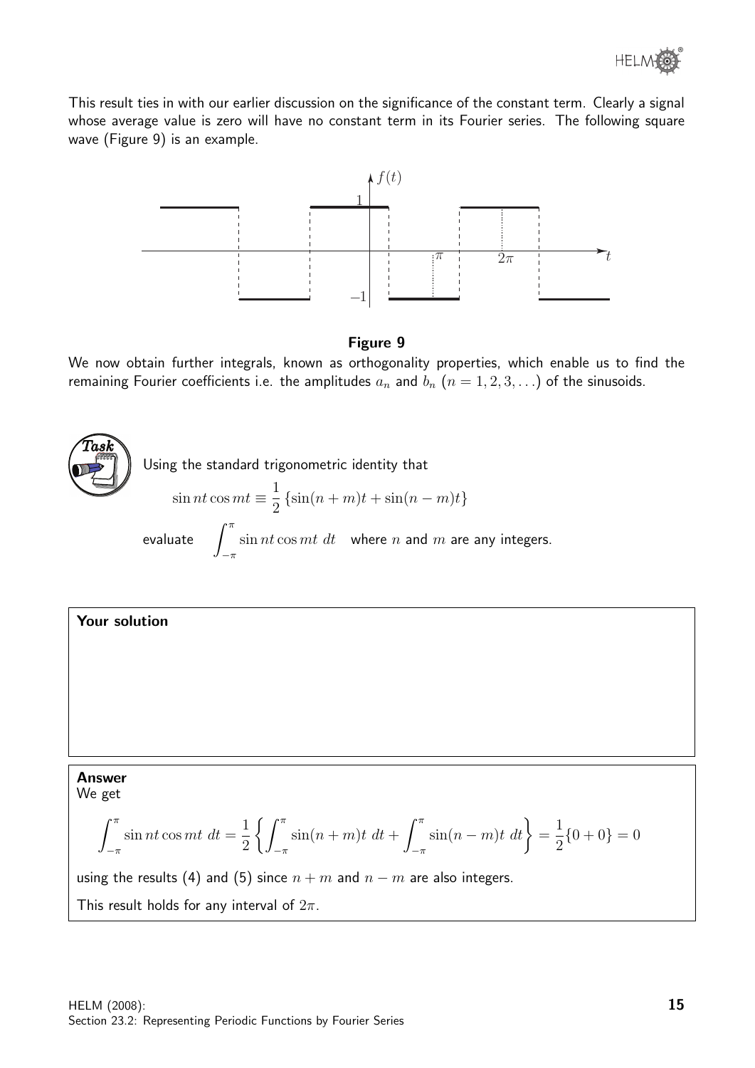This result ties in with our earlier discussion on the significance of the constant term. Clearly a signal whose average value is zero will have no constant term in its Fourier series. The following square wave (Figure 9) is an example.

**Figure 9**

We now obtain further integrals, known as orthogonality properties, which enable us to find the remaining Fourier coefficients i.e. the amplitudes $a_n$ and $b_n$ $(n = 1, 2, 3, \ldots)$ of the sinusoids.

**Task**

Using the standard trigonometric identity that

$$\sin nt \cos mt \equiv \frac{1}{2}\left\{\sin(n+m)t + \sin(n-m)t\right\}$$

evaluate $\displaystyle\int_{-\pi}^{\pi} \sin nt \cos mt \; dt$ where $n$ and $m$ are any integers.

**Your solution**

**Answer**

We get

$$\int_{-\pi}^{\pi} \sin nt \cos mt \; dt = \frac{1}{2}\left\{\int_{-\pi}^{\pi} \sin(n+m)t \; dt + \int_{-\pi}^{\pi} \sin(n-m)t \; dt\right\} = \frac{1}{2}\{0+0\} = 0$$

using the results (4) and (5) since $n+m$ and $n-m$ are also integers.

This result holds for any interval of $2\pi$.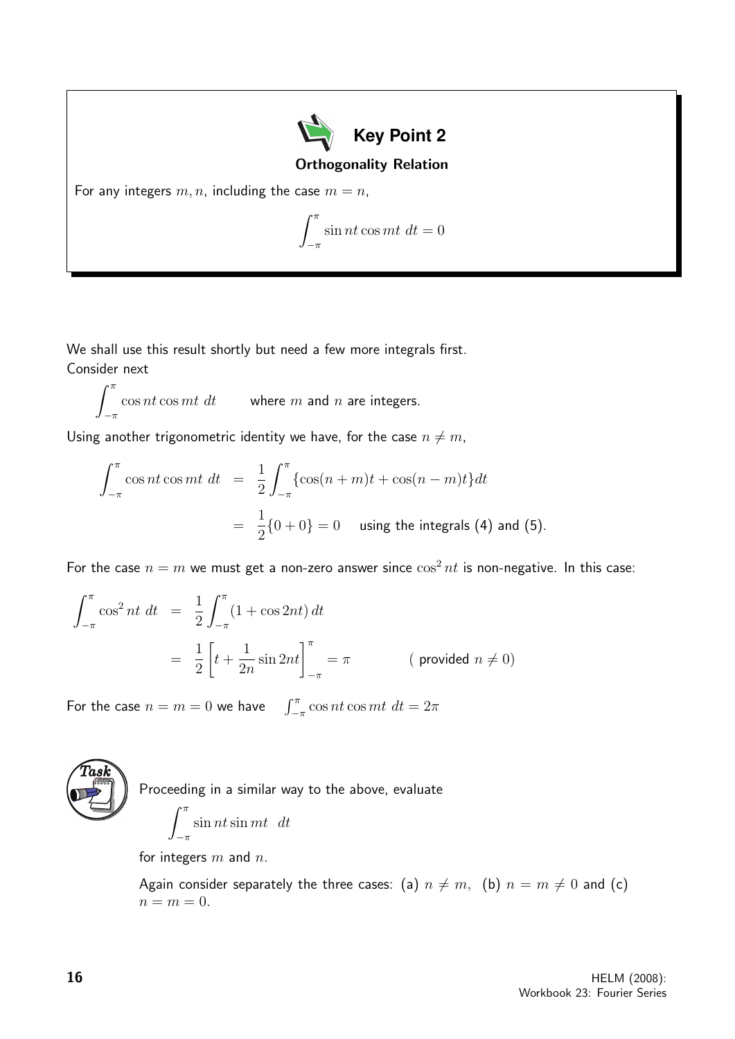**Key Point 2**

**Orthogonality Relation**

For any integers $m, n$, including the case $m = n$,

$$\int_{-\pi}^{\pi} \sin nt \cos mt \; dt = 0$$

We shall use this result shortly but need a few more integrals first.
Consider next

$$\int_{-\pi}^{\pi} \cos nt \cos mt \; dt \qquad \text{where } m \text{ and } n \text{ are integers.}$$

Using another trigonometric identity we have, for the case $n \neq m$,

$$\begin{aligned}
\int_{-\pi}^{\pi} \cos nt \cos mt \; dt &= \frac{1}{2}\int_{-\pi}^{\pi} \{\cos(n+m)t + \cos(n-m)t\}dt \\
&= \frac{1}{2}\{0+0\} = 0 \quad \text{ using the integrals (4) and (5).}
\end{aligned}$$

For the case $n = m$ we must get a non-zero answer since $\cos^2 nt$ is non-negative. In this case:

$$\begin{aligned}
\int_{-\pi}^{\pi} \cos^2 nt \; dt &= \frac{1}{2}\int_{-\pi}^{\pi} (1 + \cos 2nt)\, dt \\
&= \frac{1}{2}\left[t + \frac{1}{2n}\sin 2nt\right]_{-\pi}^{\pi} = \pi \qquad (\text{ provided } n \neq 0)
\end{aligned}$$

For the case $n = m = 0$ we have $\quad \int_{-\pi}^{\pi} \cos nt \cos mt \; dt = 2\pi$

**Task**

Proceeding in a similar way to the above, evaluate

$$\int_{-\pi}^{\pi} \sin nt \sin mt \;\; dt$$

for integers $m$ and $n$.

Again consider separately the three cases: (a) $n \neq m$, (b) $n = m \neq 0$ and (c) $n = m = 0$.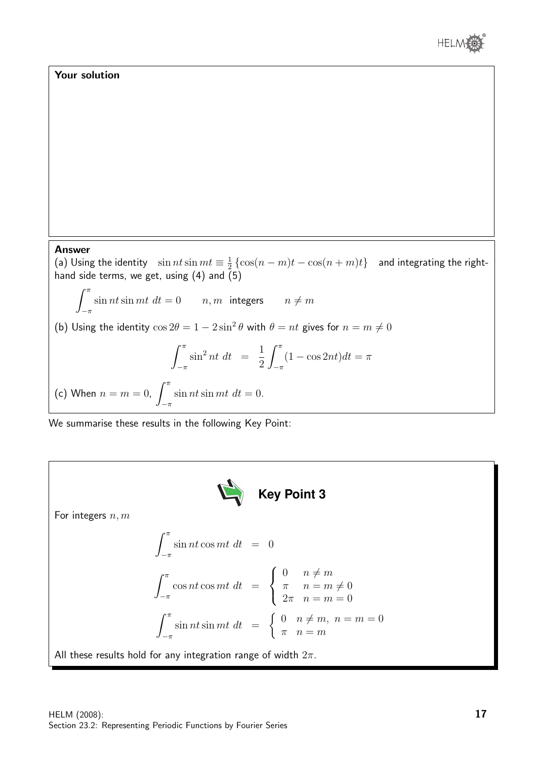**Your solution**

**Answer**

(a) Using the identity $\sin nt \sin mt \equiv \frac{1}{2}\left\{\cos(n-m)t - \cos(n+m)t\right\}$ and integrating the right-hand side terms, we get, using (4) and (5)

$$\int_{-\pi}^{\pi} \sin nt \sin mt \; dt = 0 \qquad n, m \text{ integers} \qquad n \neq m$$

(b) Using the identity $\cos 2\theta = 1 - 2\sin^2\theta$ with $\theta = nt$ gives for $n = m \neq 0$

$$\int_{-\pi}^{\pi} \sin^2 nt \; dt = \frac{1}{2}\int_{-\pi}^{\pi} (1 - \cos 2nt) dt = \pi$$

(c) When $n = m = 0$, $\displaystyle\int_{-\pi}^{\pi} \sin nt \sin mt \; dt = 0.$

We summarise these results in the following Key Point:

**Key Point 3**

For integers $n, m$

$$\int_{-\pi}^{\pi} \sin nt \cos mt \; dt = 0$$

$$\int_{-\pi}^{\pi} \cos nt \cos mt \; dt = \begin{cases} 0 & n \neq m \\ \pi & n = m \neq 0 \\ 2\pi & n = m = 0 \end{cases}$$

$$\int_{-\pi}^{\pi} \sin nt \sin mt \; dt = \begin{cases} 0 & n \neq m, \; n = m = 0 \\ \pi & n = m \end{cases}$$

All these results hold for any integration range of width $2\pi$.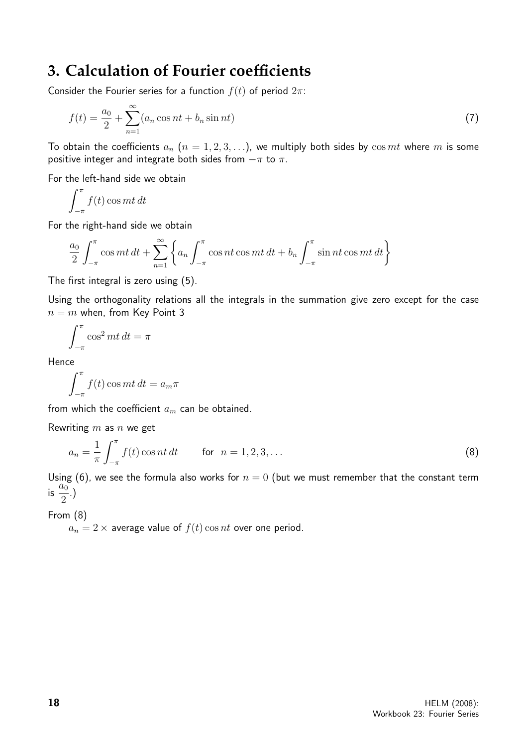## 3. Calculation of Fourier coefficients

Consider the Fourier series for a function $f(t)$ of period $2\pi$:

$$f(t) = \frac{a_0}{2} + \sum_{n=1}^{\infty}(a_n \cos nt + b_n \sin nt) \tag{7}$$

To obtain the coefficients $a_n$ $(n = 1, 2, 3, \ldots)$, we multiply both sides by $\cos mt$ where $m$ is some positive integer and integrate both sides from $-\pi$ to $\pi$.

For the left-hand side we obtain

$$\int_{-\pi}^{\pi} f(t) \cos mt \, dt$$

For the right-hand side we obtain

$$\frac{a_0}{2}\int_{-\pi}^{\pi} \cos mt \, dt + \sum_{n=1}^{\infty}\left\{a_n \int_{-\pi}^{\pi} \cos nt \cos mt \, dt + b_n \int_{-\pi}^{\pi} \sin nt \cos mt \, dt\right\}$$

The first integral is zero using (5).

Using the orthogonality relations all the integrals in the summation give zero except for the case $n = m$ when, from Key Point 3

$$\int_{-\pi}^{\pi} \cos^2 mt \, dt = \pi$$

Hence

$$\int_{-\pi}^{\pi} f(t) \cos mt \, dt = a_m \pi$$

from which the coefficient $a_m$ can be obtained.

Rewriting $m$ as $n$ we get

$$a_n = \frac{1}{\pi}\int_{-\pi}^{\pi} f(t) \cos nt \, dt \qquad \text{for } \; n = 1, 2, 3, \ldots \tag{8}$$

Using (6), we see the formula also works for $n = 0$ (but we must remember that the constant term is $\dfrac{a_0}{2}$.)

From (8)

$a_n = 2 \times$ average value of $f(t) \cos nt$ over one period.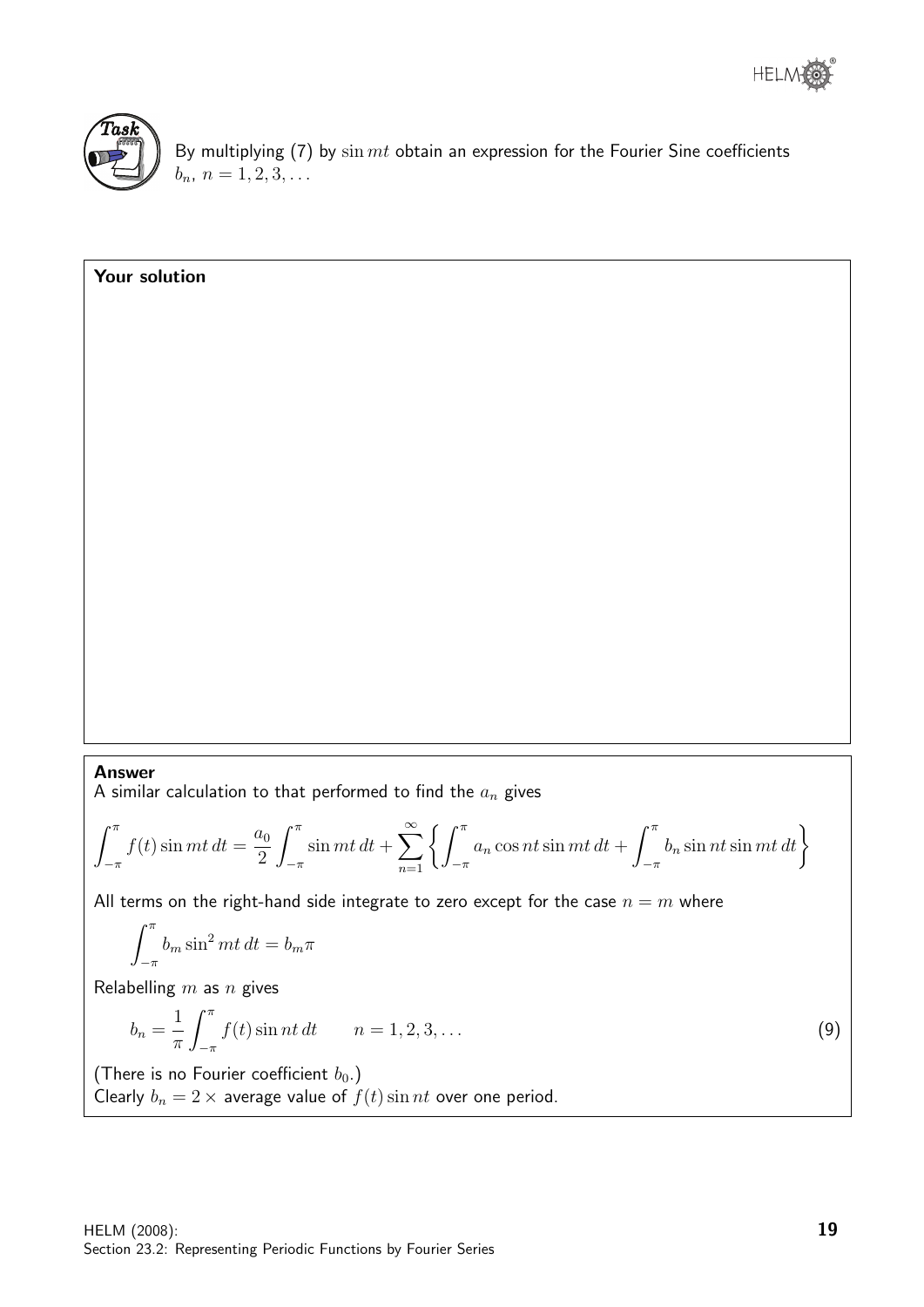**Task**

By multiplying (7) by $\sin mt$ obtain an expression for the Fourier Sine coefficients $b_n$, $n = 1, 2, 3, \ldots$

**Your solution**

**Answer**

A similar calculation to that performed to find the $a_n$ gives

$$\int_{-\pi}^{\pi} f(t)\sin mt\,dt = \frac{a_0}{2}\int_{-\pi}^{\pi}\sin mt\,dt + \sum_{n=1}^{\infty}\left\{\int_{-\pi}^{\pi} a_n \cos nt \sin mt\,dt + \int_{-\pi}^{\pi} b_n \sin nt \sin mt\,dt\right\}$$

All terms on the right-hand side integrate to zero except for the case $n = m$ where

$$\int_{-\pi}^{\pi} b_m \sin^2 mt\,dt = b_m\pi$$

Relabelling $m$ as $n$ gives

$$b_n = \frac{1}{\pi}\int_{-\pi}^{\pi} f(t)\sin nt\,dt \qquad n = 1, 2, 3, \ldots \tag{9}$$

(There is no Fourier coefficient $b_0$.)
Clearly $b_n = 2\times$ average value of $f(t)\sin nt$ over one period.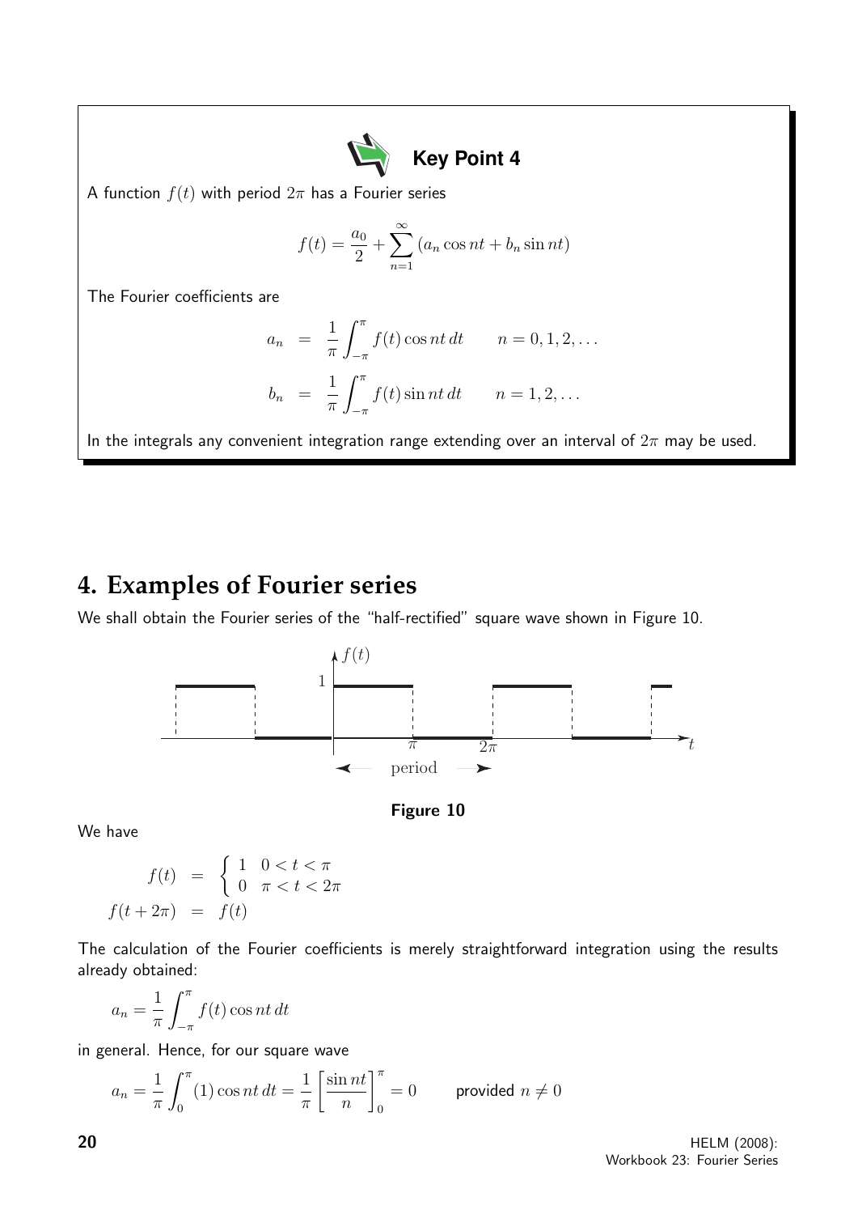**Key Point 4**

A function $f(t)$ with period $2\pi$ has a Fourier series

$$f(t) = \frac{a_0}{2} + \sum_{n=1}^{\infty} (a_n \cos nt + b_n \sin nt)$$

The Fourier coefficients are

$$a_n = \frac{1}{\pi} \int_{-\pi}^{\pi} f(t) \cos nt \, dt \qquad n = 0, 1, 2, \ldots$$

$$b_n = \frac{1}{\pi} \int_{-\pi}^{\pi} f(t) \sin nt \, dt \qquad n = 1, 2, \ldots$$

In the integrals any convenient integration range extending over an interval of $2\pi$ may be used.

## 4. Examples of Fourier series

We shall obtain the Fourier series of the "half-rectified" square wave shown in Figure 10.

**Figure 10**

We have

$$f(t) = \begin{cases} 1 & 0 < t < \pi \\ 0 & \pi < t < 2\pi \end{cases}$$

$$f(t + 2\pi) = f(t)$$

The calculation of the Fourier coefficients is merely straightforward integration using the results already obtained:

$$a_n = \frac{1}{\pi} \int_{-\pi}^{\pi} f(t) \cos nt \, dt$$

in general. Hence, for our square wave

$$a_n = \frac{1}{\pi} \int_0^{\pi} (1) \cos nt \, dt = \frac{1}{\pi} \left[ \frac{\sin nt}{n} \right]_0^{\pi} = 0 \qquad \text{provided } n \neq 0$$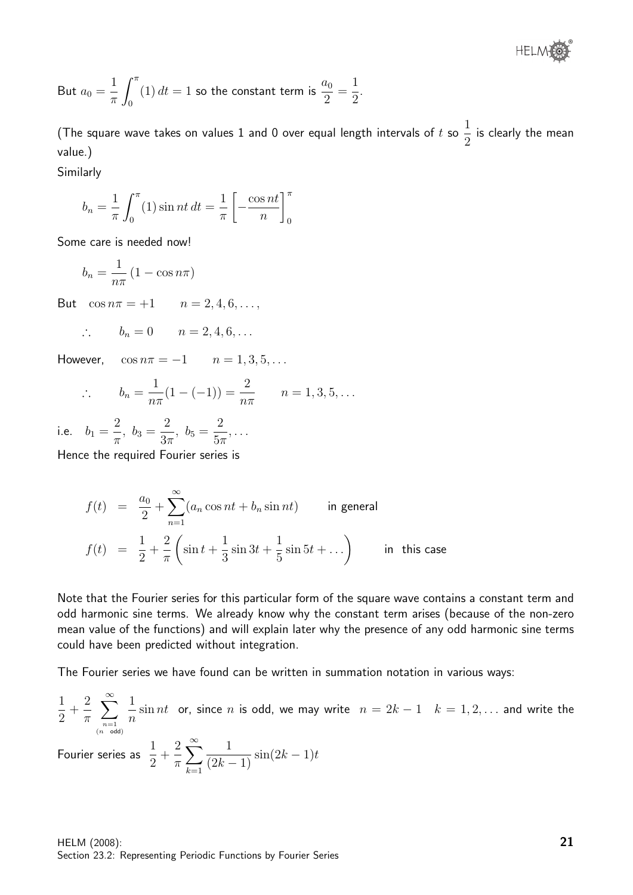But $a_0 = \dfrac{1}{\pi}\displaystyle\int_0^{\pi}(1)\,dt = 1$ so the constant term is $\dfrac{a_0}{2} = \dfrac{1}{2}$.

(The square wave takes on values 1 and 0 over equal length intervals of $t$ so $\dfrac{1}{2}$ is clearly the mean value.)

Similarly

$$b_n = \frac{1}{\pi}\int_0^{\pi}(1)\sin nt\,dt = \frac{1}{\pi}\left[-\frac{\cos nt}{n}\right]_0^{\pi}$$

Some care is needed now!

$$b_n = \frac{1}{n\pi}\left(1 - \cos n\pi\right)$$

But $\quad \cos n\pi = +1 \qquad n = 2, 4, 6, \ldots,$

$$\therefore \qquad b_n = 0 \qquad n = 2, 4, 6, \ldots$$

However, $\quad \cos n\pi = -1 \qquad n = 1, 3, 5, \ldots$

$$\therefore \qquad b_n = \frac{1}{n\pi}(1 - (-1)) = \frac{2}{n\pi} \qquad n = 1, 3, 5, \ldots$$

i.e. $\quad b_1 = \dfrac{2}{\pi},\ b_3 = \dfrac{2}{3\pi},\ b_5 = \dfrac{2}{5\pi}, \ldots$

Hence the required Fourier series is

$$f(t) \;=\; \frac{a_0}{2} + \sum_{n=1}^{\infty}(a_n\cos nt + b_n\sin nt) \qquad \text{in general}$$

$$f(t) \;=\; \frac{1}{2} + \frac{2}{\pi}\left(\sin t + \frac{1}{3}\sin 3t + \frac{1}{5}\sin 5t + \ldots\right) \qquad \text{in this case}$$

Note that the Fourier series for this particular form of the square wave contains a constant term and odd harmonic sine terms. We already know why the constant term arises (because of the non-zero mean value of the functions) and will explain later why the presence of any odd harmonic sine terms could have been predicted without integration.

The Fourier series we have found can be written in summation notation in various ways:

$\dfrac{1}{2} + \dfrac{2}{\pi}\displaystyle\sum_{\substack{n=1\\(n \text{ odd})}}^{\infty}\dfrac{1}{n}\sin nt$ or, since $n$ is odd, we may write $n = 2k-1 \quad k = 1, 2, \ldots$ and write the Fourier series as $\dfrac{1}{2} + \dfrac{2}{\pi}\displaystyle\sum_{k=1}^{\infty}\dfrac{1}{(2k-1)}\sin(2k-1)t$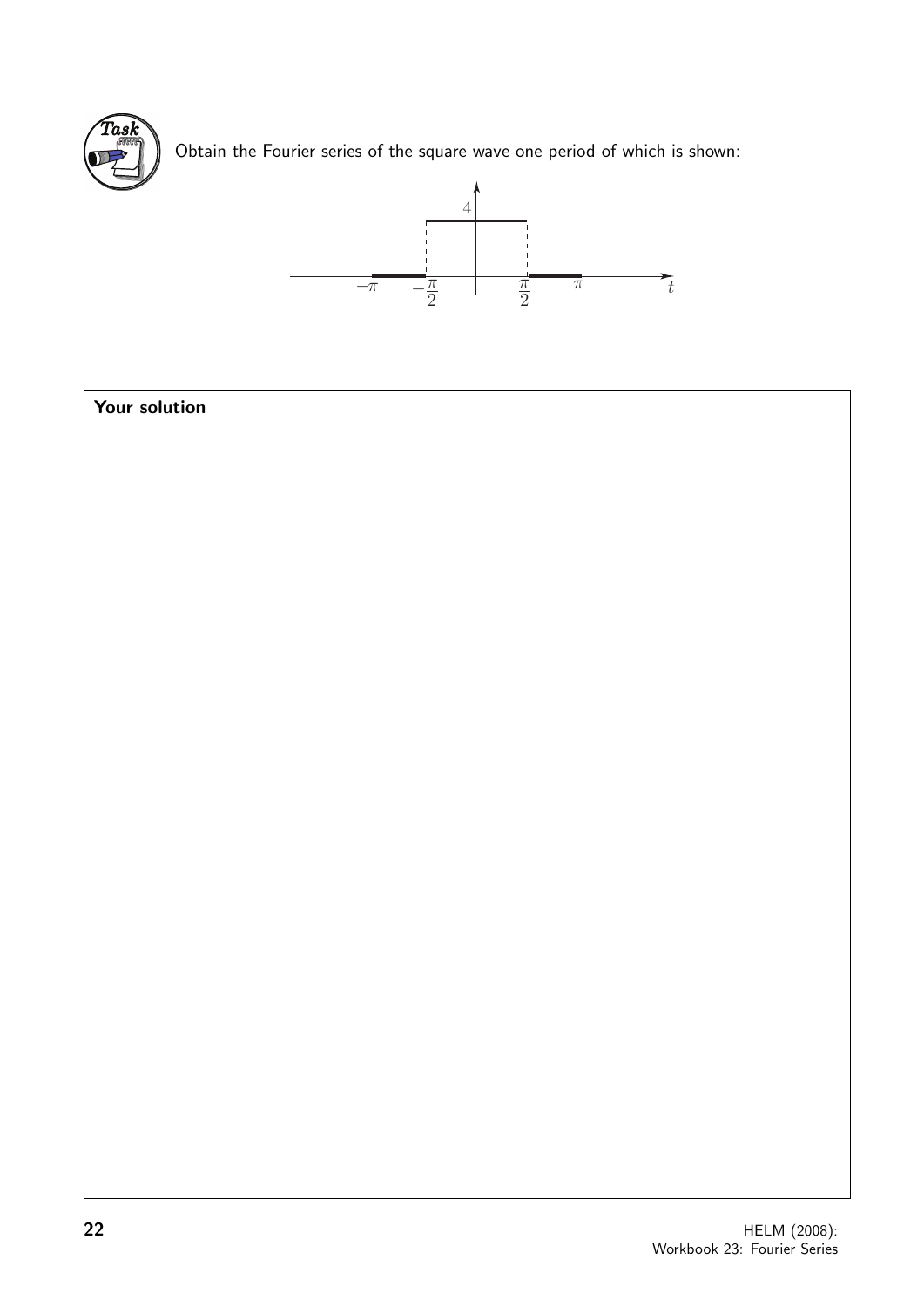**Task**

Obtain the Fourier series of the square wave one period of which is shown:

**Your solution**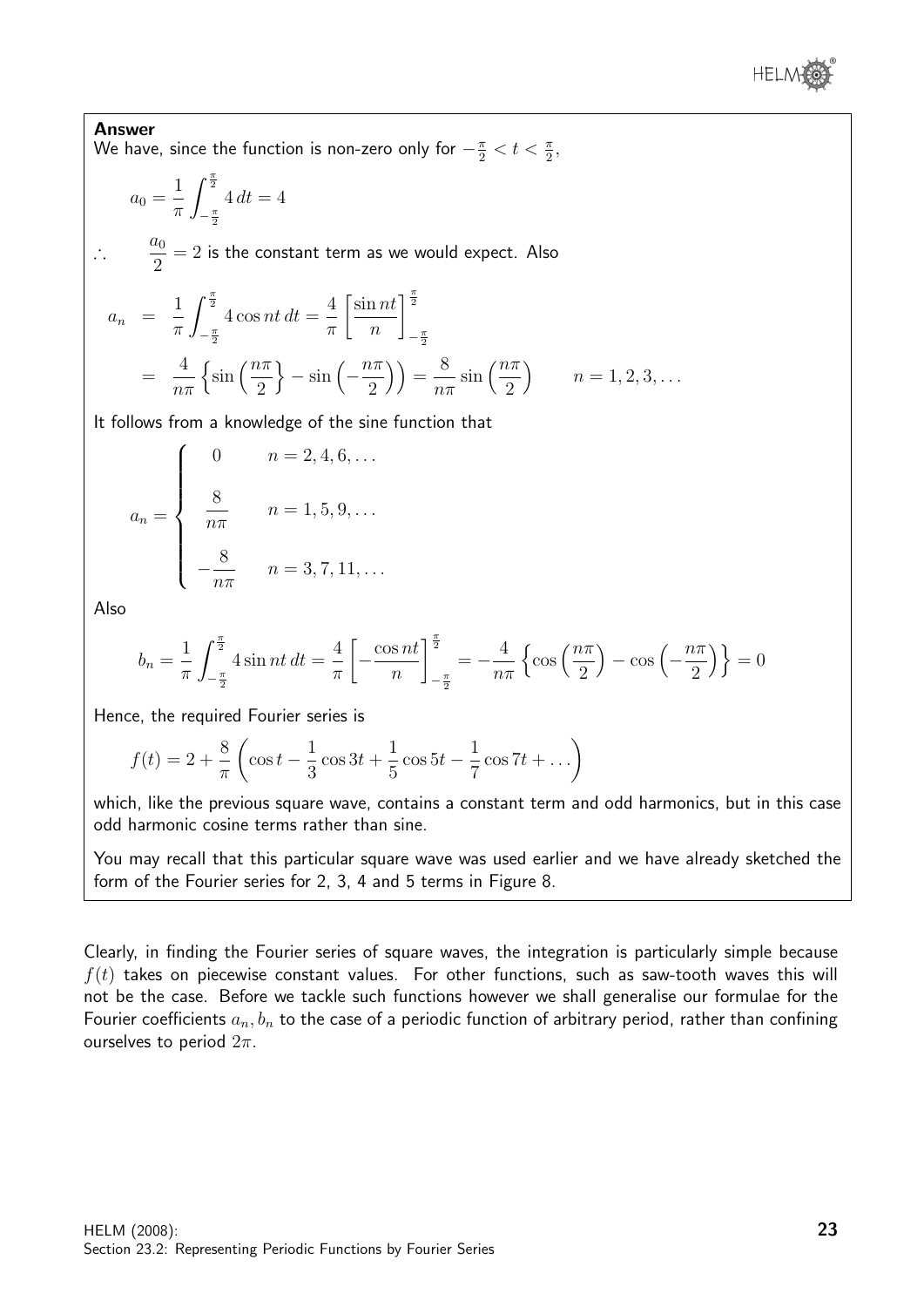**Answer**

We have, since the function is non-zero only for $-\frac{\pi}{2} < t < \frac{\pi}{2}$,

$$a_0 = \frac{1}{\pi}\int_{-\frac{\pi}{2}}^{\frac{\pi}{2}} 4\,dt = 4$$

$\therefore \quad \dfrac{a_0}{2} = 2$ is the constant term as we would expect. Also

$$\begin{aligned} a_n &= \frac{1}{\pi}\int_{-\frac{\pi}{2}}^{\frac{\pi}{2}} 4\cos nt\,dt = \frac{4}{\pi}\left[\frac{\sin nt}{n}\right]_{-\frac{\pi}{2}}^{\frac{\pi}{2}} \\ &= \frac{4}{n\pi}\left\{\sin\left(\frac{n\pi}{2}\right\} - \sin\left(-\frac{n\pi}{2}\right)\right) = \frac{8}{n\pi}\sin\left(\frac{n\pi}{2}\right) \qquad n = 1, 2, 3, \ldots \end{aligned}$$

It follows from a knowledge of the sine function that

$$a_n = \begin{cases} 0 & n = 2, 4, 6, \ldots \\ \dfrac{8}{n\pi} & n = 1, 5, 9, \ldots \\ -\dfrac{8}{n\pi} & n = 3, 7, 11, \ldots \end{cases}$$

Also

$$b_n = \frac{1}{\pi}\int_{-\frac{\pi}{2}}^{\frac{\pi}{2}} 4\sin nt\,dt = \frac{4}{\pi}\left[-\frac{\cos nt}{n}\right]_{-\frac{\pi}{2}}^{\frac{\pi}{2}} = -\frac{4}{n\pi}\left\{\cos\left(\frac{n\pi}{2}\right) - \cos\left(-\frac{n\pi}{2}\right)\right\} = 0$$

Hence, the required Fourier series is

$$f(t) = 2 + \frac{8}{\pi}\left(\cos t - \frac{1}{3}\cos 3t + \frac{1}{5}\cos 5t - \frac{1}{7}\cos 7t + \ldots\right)$$

which, like the previous square wave, contains a constant term and odd harmonics, but in this case odd harmonic cosine terms rather than sine.

You may recall that this particular square wave was used earlier and we have already sketched the form of the Fourier series for 2, 3, 4 and 5 terms in Figure 8.

Clearly, in finding the Fourier series of square waves, the integration is particularly simple because $f(t)$ takes on piecewise constant values. For other functions, such as saw-tooth waves this will not be the case. Before we tackle such functions however we shall generalise our formulae for the Fourier coefficients $a_n, b_n$ to the case of a periodic function of arbitrary period, rather than confining ourselves to period $2\pi$.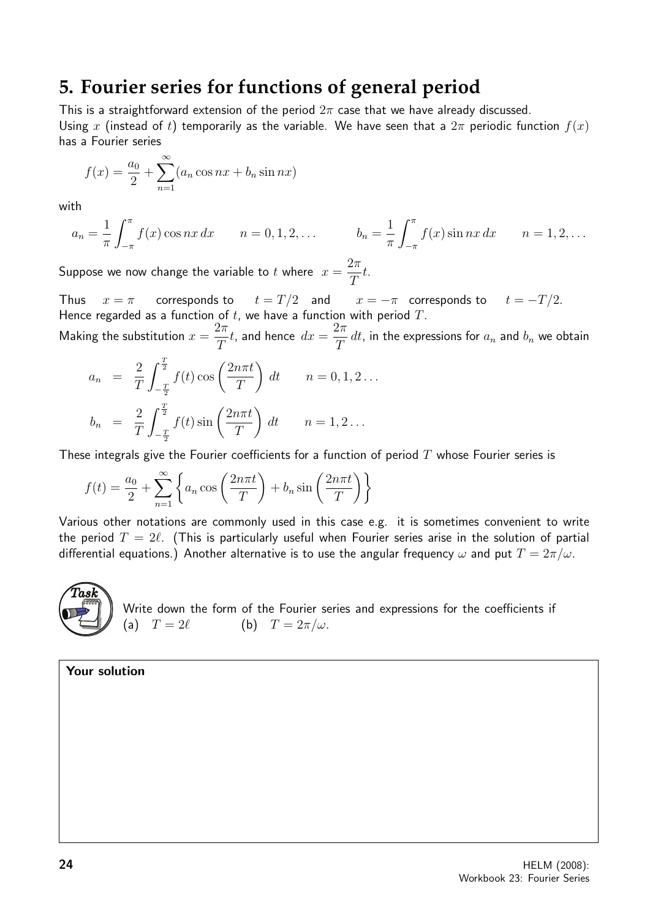## 5. Fourier series for functions of general period

This is a straightforward extension of the period $2\pi$ case that we have already discussed.
Using $x$ (instead of $t$) temporarily as the variable. We have seen that a $2\pi$ periodic function $f(x)$ has a Fourier series

$$f(x) = \frac{a_0}{2} + \sum_{n=1}^{\infty}(a_n \cos nx + b_n \sin nx)$$

with

$$a_n = \frac{1}{\pi}\int_{-\pi}^{\pi} f(x)\cos nx\, dx \qquad n = 0, 1, 2, \ldots \qquad\qquad b_n = \frac{1}{\pi}\int_{-\pi}^{\pi} f(x)\sin nx\, dx \qquad n = 1, 2, \ldots$$

Suppose we now change the variable to $t$ where $x = \dfrac{2\pi}{T}t$.

Thus $x = \pi$ corresponds to $t = T/2$ and $x = -\pi$ corresponds to $t = -T/2$.
Hence regarded as a function of $t$, we have a function with period $T$.
Making the substitution $x = \dfrac{2\pi}{T}t$, and hence $dx = \dfrac{2\pi}{T}\,dt$, in the expressions for $a_n$ and $b_n$ we obtain

$$\begin{aligned}
a_n &= \frac{2}{T}\int_{-\frac{T}{2}}^{\frac{T}{2}} f(t)\cos\left(\frac{2n\pi t}{T}\right)\, dt \qquad n = 0, 1, 2\ldots \\
b_n &= \frac{2}{T}\int_{-\frac{T}{2}}^{\frac{T}{2}} f(t)\sin\left(\frac{2n\pi t}{T}\right)\, dt \qquad n = 1, 2\ldots
\end{aligned}$$

These integrals give the Fourier coefficients for a function of period $T$ whose Fourier series is

$$f(t) = \frac{a_0}{2} + \sum_{n=1}^{\infty}\left\{a_n \cos\left(\frac{2n\pi t}{T}\right) + b_n \sin\left(\frac{2n\pi t}{T}\right)\right\}$$

Various other notations are commonly used in this case e.g. it is sometimes convenient to write the period $T = 2\ell$. (This is particularly useful when Fourier series arise in the solution of partial differential equations.) Another alternative is to use the angular frequency $\omega$ and put $T = 2\pi/\omega$.

**Task**

Write down the form of the Fourier series and expressions for the coefficients if
(a) $T = 2\ell$ (b) $T = 2\pi/\omega$.

**Your solution**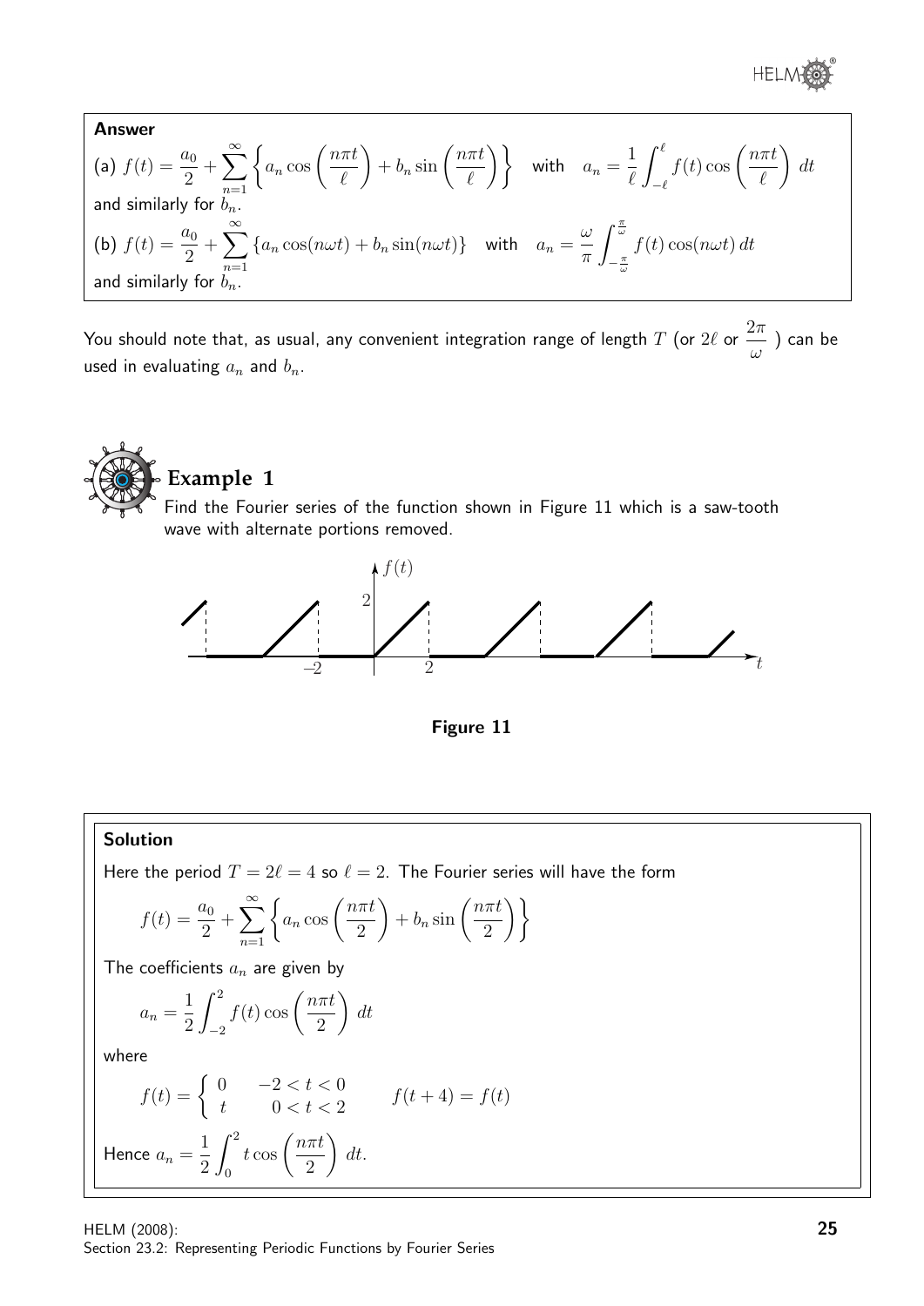**Answer**

(a) $f(t) = \dfrac{a_0}{2} + \displaystyle\sum_{n=1}^{\infty} \left\{ a_n \cos\left(\frac{n\pi t}{\ell}\right) + b_n \sin\left(\frac{n\pi t}{\ell}\right) \right\}$ with $a_n = \dfrac{1}{\ell}\displaystyle\int_{-\ell}^{\ell} f(t)\cos\left(\frac{n\pi t}{\ell}\right)\, dt$ and similarly for $b_n$.

(b) $f(t) = \dfrac{a_0}{2} + \displaystyle\sum_{n=1}^{\infty} \{a_n \cos(n\omega t) + b_n \sin(n\omega t)\}$ with $a_n = \dfrac{\omega}{\pi}\displaystyle\int_{-\frac{\pi}{\omega}}^{\frac{\pi}{\omega}} f(t)\cos(n\omega t)\, dt$ and similarly for $b_n$.

You should note that, as usual, any convenient integration range of length $T$ (or $2\ell$ or $\dfrac{2\pi}{\omega}$ ) can be used in evaluating $a_n$ and $b_n$.

## Example 1

Find the Fourier series of the function shown in Figure 11 which is a saw-tooth wave with alternate portions removed.

**Figure 11**

**Solution**

Here the period $T = 2\ell = 4$ so $\ell = 2$. The Fourier series will have the form

$$f(t) = \frac{a_0}{2} + \sum_{n=1}^{\infty} \left\{ a_n \cos\left(\frac{n\pi t}{2}\right) + b_n \sin\left(\frac{n\pi t}{2}\right) \right\}$$

The coefficients $a_n$ are given by

$$a_n = \frac{1}{2}\int_{-2}^{2} f(t)\cos\left(\frac{n\pi t}{2}\right)\, dt$$

where

$$f(t) = \begin{cases} 0 & -2 < t < 0 \\ t & 0 < t < 2 \end{cases} \qquad f(t+4) = f(t)$$

Hence $a_n = \dfrac{1}{2}\displaystyle\int_{0}^{2} t\cos\left(\frac{n\pi t}{2}\right)\, dt.$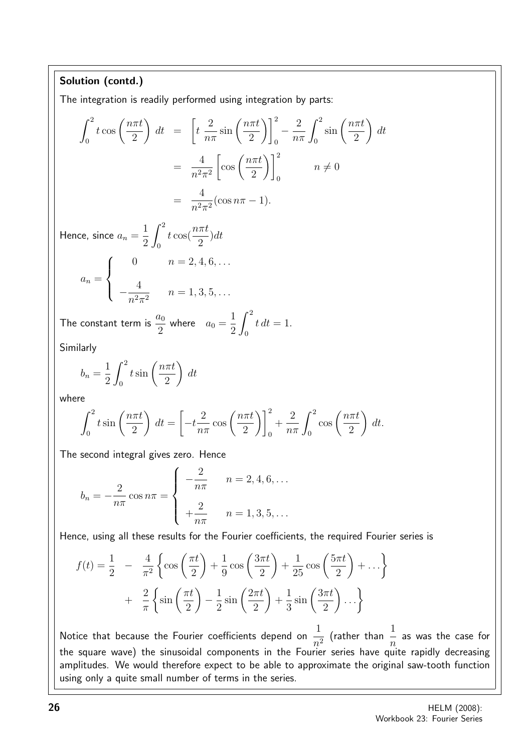**Solution (contd.)**

The integration is readily performed using integration by parts:

$$\begin{aligned}
\int_0^2 t\cos\left(\frac{n\pi t}{2}\right)\,dt &= \left[t\,\frac{2}{n\pi}\sin\left(\frac{n\pi t}{2}\right)\right]_0^2 - \frac{2}{n\pi}\int_0^2 \sin\left(\frac{n\pi t}{2}\right)\,dt \\
&= \frac{4}{n^2\pi^2}\left[\cos\left(\frac{n\pi t}{2}\right)\right]_0^2 \qquad n \neq 0 \\
&= \frac{4}{n^2\pi^2}(\cos n\pi - 1).
\end{aligned}$$

Hence, since $a_n = \dfrac{1}{2}\displaystyle\int_0^2 t\cos(\frac{n\pi t}{2})dt$

$$a_n = \begin{cases} 0 & n = 2, 4, 6, \ldots \\[2ex] -\dfrac{4}{n^2\pi^2} & n = 1, 3, 5, \ldots \end{cases}$$

The constant term is $\dfrac{a_0}{2}$ where $\quad a_0 = \dfrac{1}{2}\displaystyle\int_0^2 t\,dt = 1.$

Similarly

$$b_n = \frac{1}{2}\int_0^2 t\sin\left(\frac{n\pi t}{2}\right)\,dt$$

where

$$\int_0^2 t\sin\left(\frac{n\pi t}{2}\right)\,dt = \left[-t\frac{2}{n\pi}\cos\left(\frac{n\pi t}{2}\right)\right]_0^2 + \frac{2}{n\pi}\int_0^2 \cos\left(\frac{n\pi t}{2}\right)\,dt.$$

The second integral gives zero. Hence

$$b_n = -\frac{2}{n\pi}\cos n\pi = \begin{cases} -\dfrac{2}{n\pi} & n = 2, 4, 6, \ldots \\[2ex] +\dfrac{2}{n\pi} & n = 1, 3, 5, \ldots \end{cases}$$

Hence, using all these results for the Fourier coefficients, the required Fourier series is

$$\begin{aligned}
f(t) = \frac{1}{2} \;&-\; \frac{4}{\pi^2}\left\{\cos\left(\frac{\pi t}{2}\right) + \frac{1}{9}\cos\left(\frac{3\pi t}{2}\right) + \frac{1}{25}\cos\left(\frac{5\pi t}{2}\right) + \ldots\right\} \\
&+\; \frac{2}{\pi}\left\{\sin\left(\frac{\pi t}{2}\right) - \frac{1}{2}\sin\left(\frac{2\pi t}{2}\right) + \frac{1}{3}\sin\left(\frac{3\pi t}{2}\right)\ldots\right\}
\end{aligned}$$

Notice that because the Fourier coefficients depend on $\dfrac{1}{n^2}$ (rather than $\dfrac{1}{n}$ as was the case for the square wave) the sinusoidal components in the Fourier series have quite rapidly decreasing amplitudes. We would therefore expect to be able to approximate the original saw-tooth function using only a quite small number of terms in the series.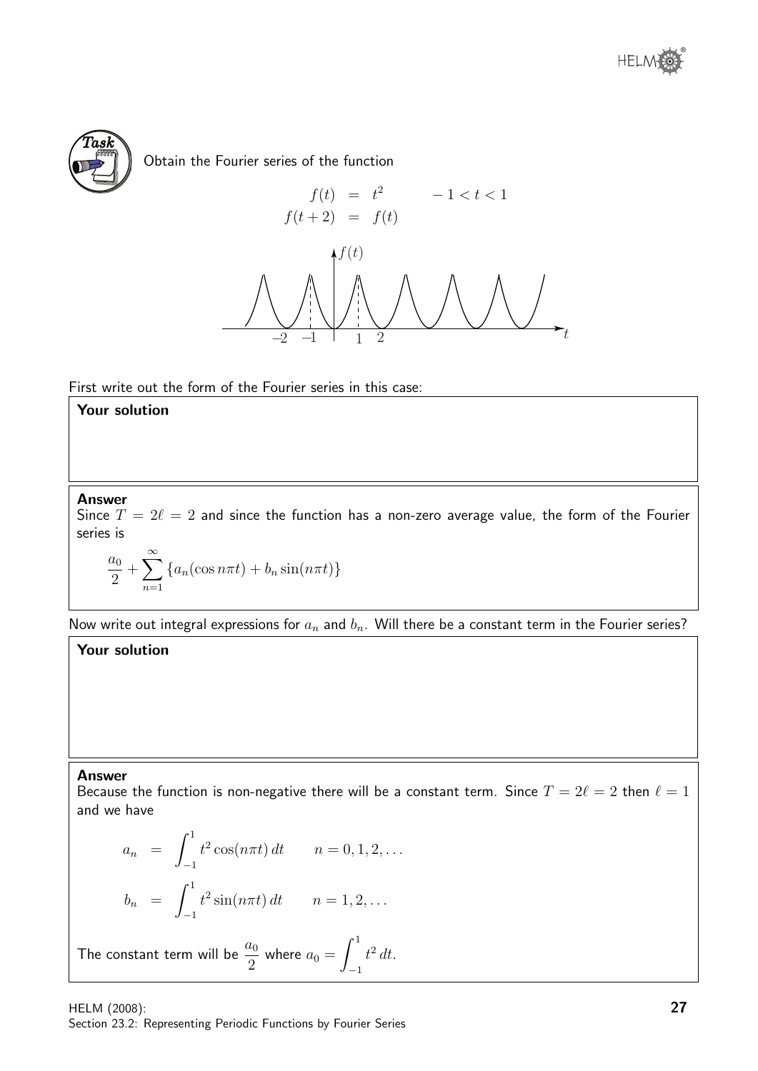**Task**

Obtain the Fourier series of the function

$$\begin{aligned} f(t) &= t^2 \qquad -1 < t < 1 \\ f(t+2) &= f(t) \end{aligned}$$

First write out the form of the Fourier series in this case:

**Your solution**

**Answer**

Since $T = 2\ell = 2$ and since the function has a non-zero average value, the form of the Fourier series is

$$\frac{a_0}{2} + \sum_{n=1}^{\infty} \{a_n(\cos n\pi t) + b_n \sin(n\pi t)\}$$

Now write out integral expressions for $a_n$ and $b_n$. Will there be a constant term in the Fourier series?

**Your solution**

**Answer**

Because the function is non-negative there will be a constant term. Since $T = 2\ell = 2$ then $\ell = 1$ and we have

$$\begin{aligned} a_n &= \int_{-1}^{1} t^2 \cos(n\pi t)\, dt \qquad n = 0, 1, 2, \ldots \\ b_n &= \int_{-1}^{1} t^2 \sin(n\pi t)\, dt \qquad n = 1, 2, \ldots \end{aligned}$$

The constant term will be $\dfrac{a_0}{2}$ where $a_0 = \displaystyle\int_{-1}^{1} t^2\, dt$.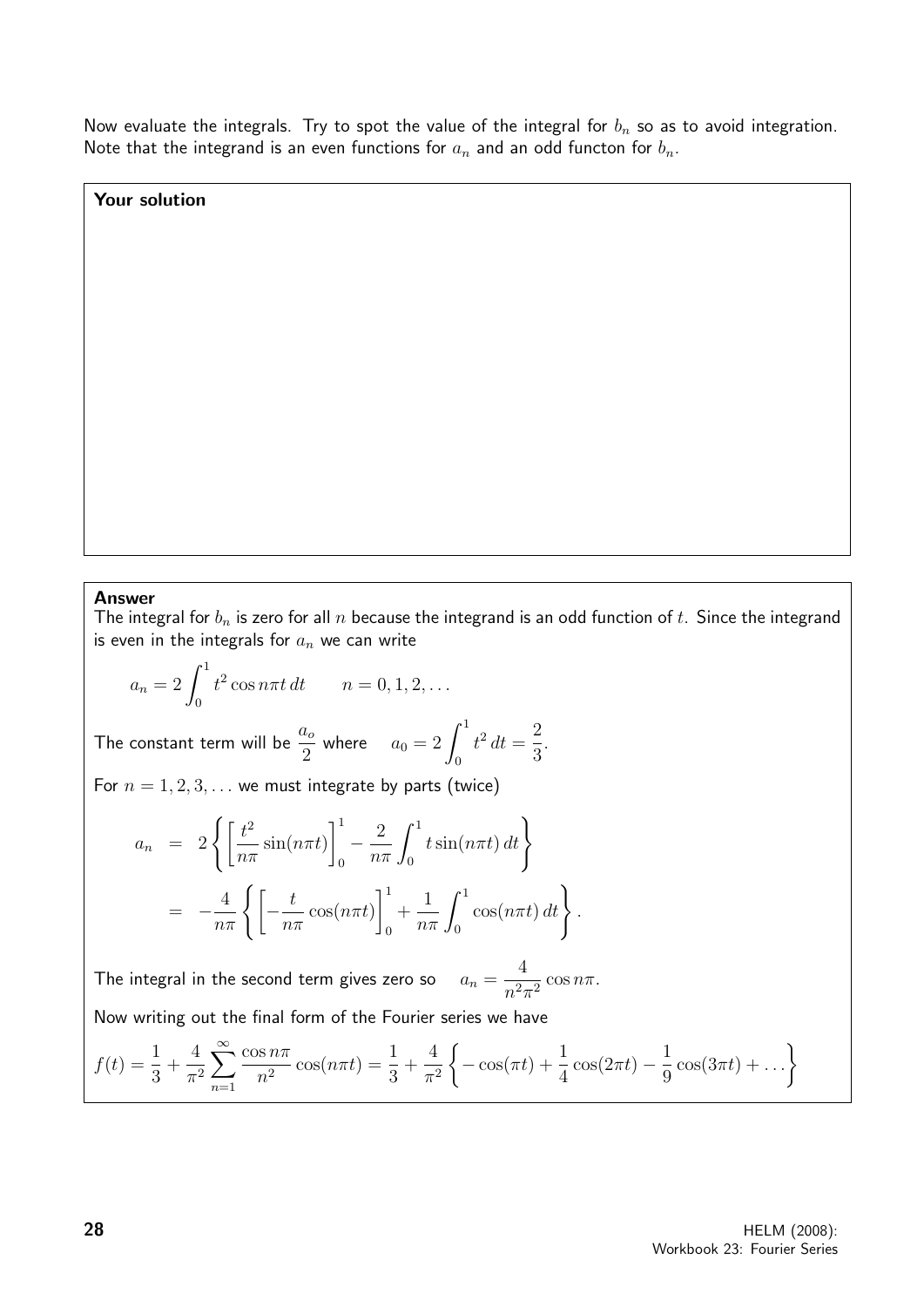Now evaluate the integrals. Try to spot the value of the integral for $b_n$ so as to avoid integration. Note that the integrand is an even functions for $a_n$ and an odd functon for $b_n$.

**Your solution**

**Answer**

The integral for $b_n$ is zero for all $n$ because the integrand is an odd function of $t$. Since the integrand is even in the integrals for $a_n$ we can write

$$a_n = 2\int_0^1 t^2 \cos n\pi t\, dt \qquad n = 0, 1, 2, \ldots$$

The constant term will be $\dfrac{a_o}{2}$ where $\quad a_0 = 2\displaystyle\int_0^1 t^2\, dt = \frac{2}{3}$.

For $n = 1, 2, 3, \ldots$ we must integrate by parts (twice)

$$\begin{aligned} a_n &= 2\left\{\left[\frac{t^2}{n\pi}\sin(n\pi t)\right]_0^1 - \frac{2}{n\pi}\int_0^1 t\sin(n\pi t)\, dt\right\} \\ &= -\frac{4}{n\pi}\left\{\left[-\frac{t}{n\pi}\cos(n\pi t)\right]_0^1 + \frac{1}{n\pi}\int_0^1 \cos(n\pi t)\, dt\right\}. \end{aligned}$$

The integral in the second term gives zero so $\quad a_n = \dfrac{4}{n^2\pi^2}\cos n\pi$.

Now writing out the final form of the Fourier series we have

$$f(t) = \frac{1}{3} + \frac{4}{\pi^2}\sum_{n=1}^{\infty}\frac{\cos n\pi}{n^2}\cos(n\pi t) = \frac{1}{3} + \frac{4}{\pi^2}\left\{-\cos(\pi t) + \frac{1}{4}\cos(2\pi t) - \frac{1}{9}\cos(3\pi t) + \ldots\right\}$$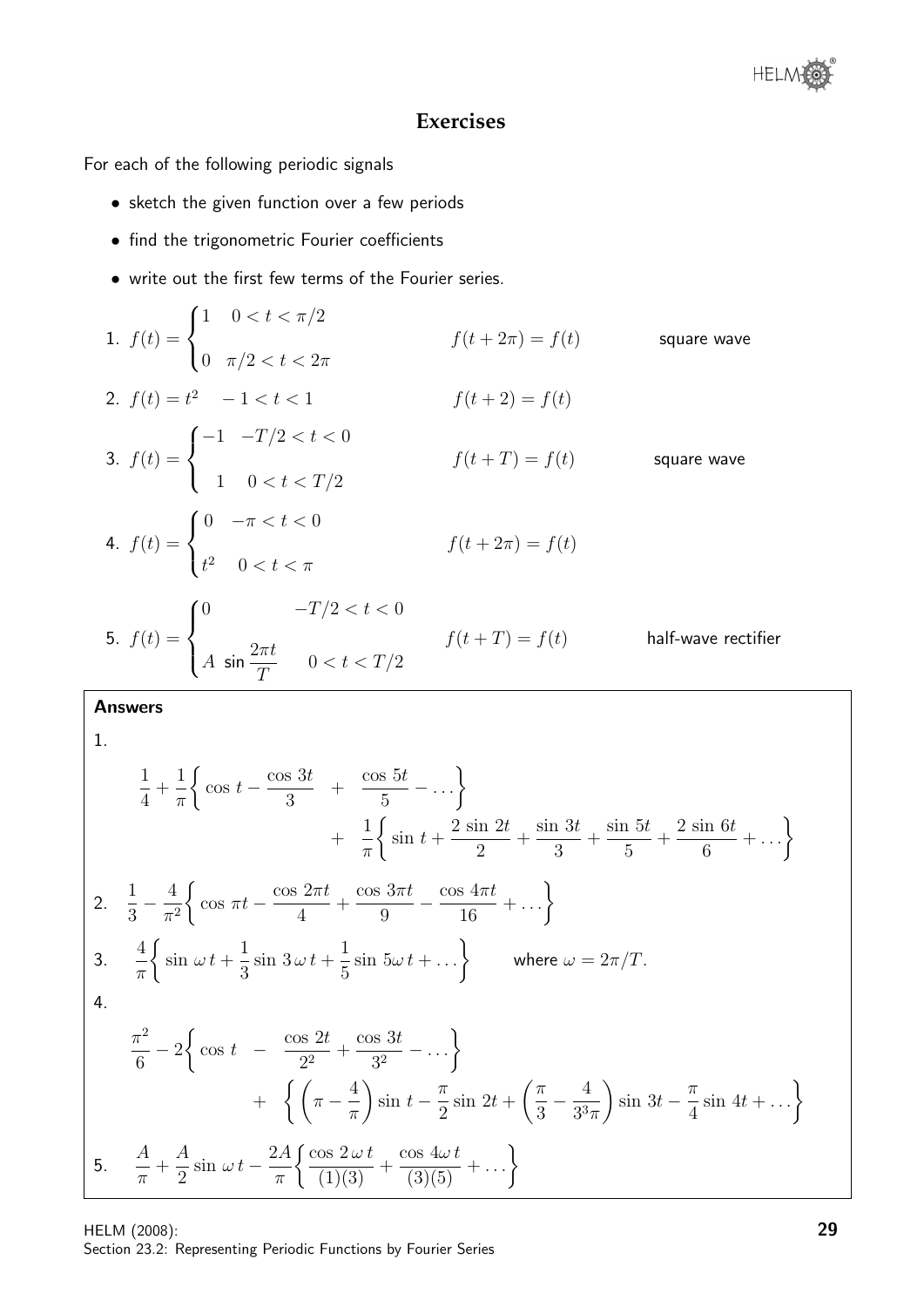## Exercises

For each of the following periodic signals

- sketch the given function over a few periods
- find the trigonometric Fourier coefficients
- write out the first few terms of the Fourier series.

1. $f(t) = \begin{cases} 1 & 0 < t < \pi/2 \\ 0 & \pi/2 < t < 2\pi \end{cases}$ $\quad f(t + 2\pi) = f(t)$ $\quad$ square wave

2. $f(t) = t^2 \quad -1 < t < 1$ $\quad f(t + 2) = f(t)$

3. $f(t) = \begin{cases} -1 & -T/2 < t < 0 \\ 1 & 0 < t < T/2 \end{cases}$ $\quad f(t + T) = f(t)$ $\quad$ square wave

4. $f(t) = \begin{cases} 0 & -\pi < t < 0 \\ t^2 & 0 < t < \pi \end{cases}$ $\quad f(t + 2\pi) = f(t)$

5. $f(t) = \begin{cases} 0 & -T/2 < t < 0 \\ A \sin \dfrac{2\pi t}{T} & 0 < t < T/2 \end{cases}$ $\quad f(t + T) = f(t)$ $\quad$ half-wave rectifier

**Answers**

1.

$$\frac{1}{4} + \frac{1}{\pi}\left\{ \cos t - \frac{\cos 3t}{3} + \frac{\cos 5t}{5} - \ldots \right\} + \frac{1}{\pi}\left\{ \sin t + \frac{2 \sin 2t}{2} + \frac{\sin 3t}{3} + \frac{\sin 5t}{5} + \frac{2 \sin 6t}{6} + \ldots \right\}$$

2. $$\frac{1}{3} - \frac{4}{\pi^2}\left\{ \cos \pi t - \frac{\cos 2\pi t}{4} + \frac{\cos 3\pi t}{9} - \frac{\cos 4\pi t}{16} + \ldots \right\}$$

3. $$\frac{4}{\pi}\left\{ \sin \omega t + \frac{1}{3} \sin 3\omega t + \frac{1}{5} \sin 5\omega t + \ldots \right\} \qquad \text{where } \omega = 2\pi/T.$$

4.

$$\frac{\pi^2}{6} - 2\left\{ \cos t - \frac{\cos 2t}{2^2} + \frac{\cos 3t}{3^2} - \ldots \right\} + \left\{ \left(\pi - \frac{4}{\pi}\right) \sin t - \frac{\pi}{2} \sin 2t + \left(\frac{\pi}{3} - \frac{4}{3^3\pi}\right) \sin 3t - \frac{\pi}{4} \sin 4t + \ldots \right\}$$

5. $$\frac{A}{\pi} + \frac{A}{2} \sin \omega t - \frac{2A}{\pi}\left\{ \frac{\cos 2\omega t}{(1)(3)} + \frac{\cos 4\omega t}{(3)(5)} + \ldots \right\}$$